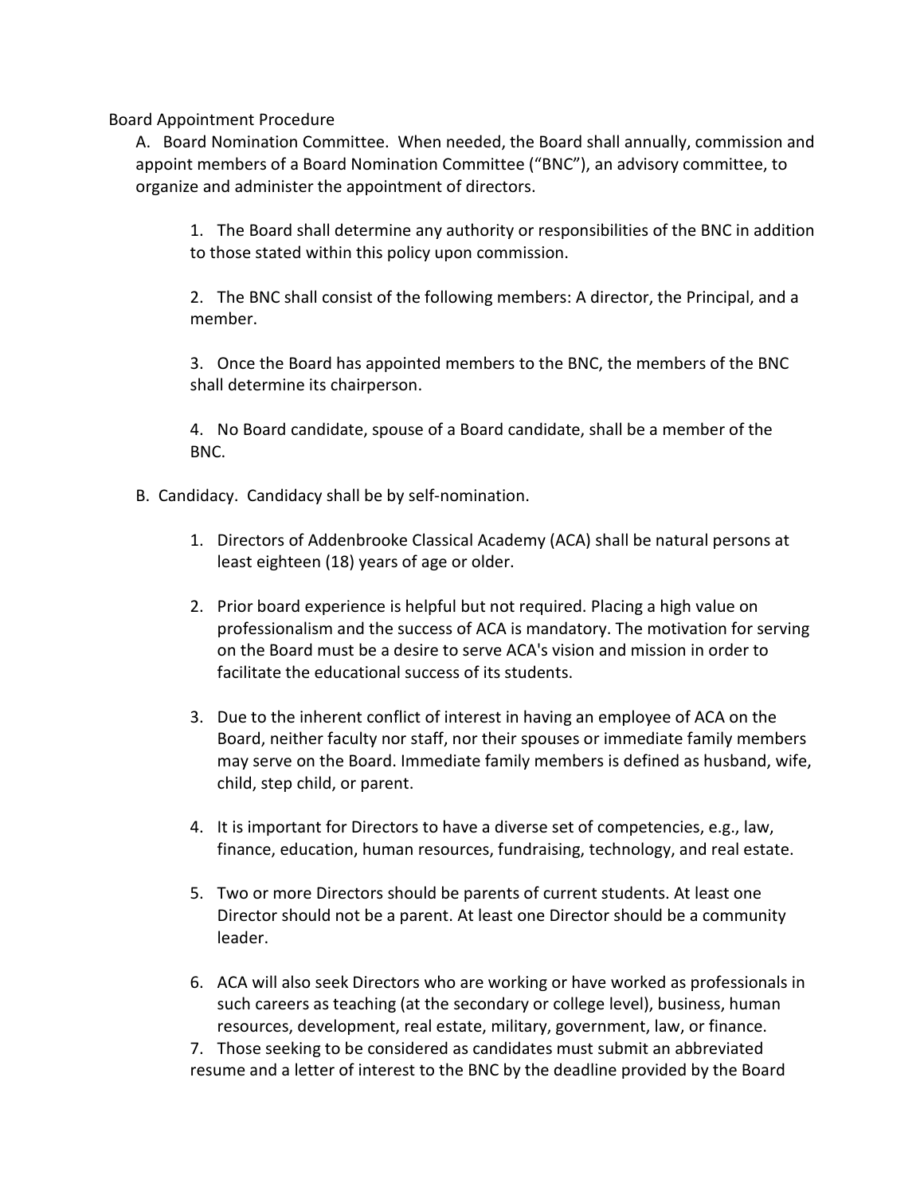Board Appointment Procedure

A. Board Nomination Committee. When needed, the Board shall annually, commission and appoint members of a Board Nomination Committee ("BNC"), an advisory committee, to organize and administer the appointment of directors.

1. The Board shall determine any authority or responsibilities of the BNC in addition to those stated within this policy upon commission.

2. The BNC shall consist of the following members: A director, the Principal, and a member.

3. Once the Board has appointed members to the BNC, the members of the BNC shall determine its chairperson.

4. No Board candidate, spouse of a Board candidate, shall be a member of the BNC.

B. Candidacy. Candidacy shall be by self-nomination.

1. Directors of Addenbrooke Classical Academy (ACA) shall be natural persons at least eighteen (18) years of age or older.

2. Prior board experience is helpful but not required. Placing a high value on professionalism and the success of ACA is mandatory. The motivation for serving on the Board must be a desire to serve ACA's vision and mission in order to facilitate the educational success of its students.

3. Due to the inherent conflict of interest in having an employee of ACA on the Board, neither faculty nor staff, nor their spouses or immediate family members may serve on the Board. Immediate family members is defined as husband, wife, child, step child, or parent.

4. It is important for Directors to have a diverse set of competencies, e.g., law, finance, education, human resources, fundraising, technology, and real estate.

5. Two or more Directors should be parents of current students. At least one Director should not be a parent. At least one Director should be a community leader.

6. ACA will also seek Directors who are working or have worked as professionals in such careers as teaching (at the secondary or college level), business, human resources, development, real estate, military, government, law, or finance.

7. Those seeking to be considered as candidates must submit an abbreviated resume and a letter of interest to the BNC by the deadline provided by the Board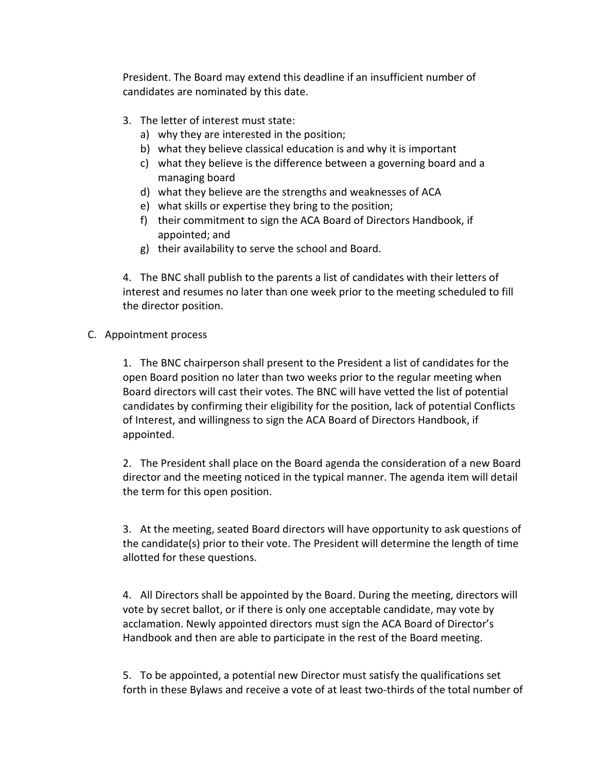President. The Board may extend this deadline if an insufficient number of candidates are nominated by this date.

3. The letter of interest must state:
   a) why they are interested in the position;
   b) what they believe classical education is and why it is important
   c) what they believe is the difference between a governing board and a managing board
   d) what they believe are the strengths and weaknesses of ACA
   e) what skills or expertise they bring to the position;
   f) their commitment to sign the ACA Board of Directors Handbook, if appointed; and
   g) their availability to serve the school and Board.

4. The BNC shall publish to the parents a list of candidates with their letters of interest and resumes no later than one week prior to the meeting scheduled to fill the director position.

C. Appointment process

1. The BNC chairperson shall present to the President a list of candidates for the open Board position no later than two weeks prior to the regular meeting when Board directors will cast their votes. The BNC will have vetted the list of potential candidates by confirming their eligibility for the position, lack of potential Conflicts of Interest, and willingness to sign the ACA Board of Directors Handbook, if appointed.

2. The President shall place on the Board agenda the consideration of a new Board director and the meeting noticed in the typical manner. The agenda item will detail the term for this open position.

3. At the meeting, seated Board directors will have opportunity to ask questions of the candidate(s) prior to their vote. The President will determine the length of time allotted for these questions.

4. All Directors shall be appointed by the Board. During the meeting, directors will vote by secret ballot, or if there is only one acceptable candidate, may vote by acclamation. Newly appointed directors must sign the ACA Board of Director's Handbook and then are able to participate in the rest of the Board meeting.

5. To be appointed, a potential new Director must satisfy the qualifications set forth in these Bylaws and receive a vote of at least two-thirds of the total number of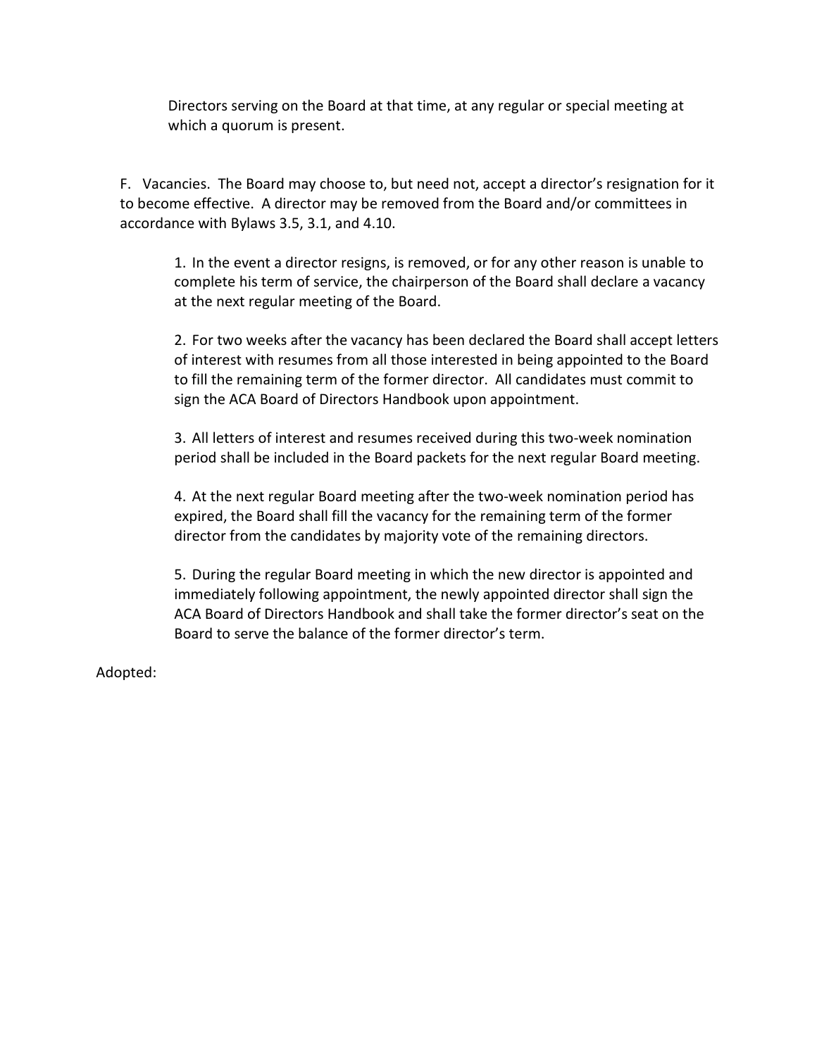Directors serving on the Board at that time, at any regular or special meeting at which a quorum is present.

F. Vacancies. The Board may choose to, but need not, accept a director's resignation for it to become effective. A director may be removed from the Board and/or committees in accordance with Bylaws 3.5, 3.1, and 4.10.

1. In the event a director resigns, is removed, or for any other reason is unable to complete his term of service, the chairperson of the Board shall declare a vacancy at the next regular meeting of the Board.

2. For two weeks after the vacancy has been declared the Board shall accept letters of interest with resumes from all those interested in being appointed to the Board to fill the remaining term of the former director. All candidates must commit to sign the ACA Board of Directors Handbook upon appointment.

3. All letters of interest and resumes received during this two-week nomination period shall be included in the Board packets for the next regular Board meeting.

4. At the next regular Board meeting after the two-week nomination period has expired, the Board shall fill the vacancy for the remaining term of the former director from the candidates by majority vote of the remaining directors.

5. During the regular Board meeting in which the new director is appointed and immediately following appointment, the newly appointed director shall sign the ACA Board of Directors Handbook and shall take the former director's seat on the Board to serve the balance of the former director's term.

Adopted: